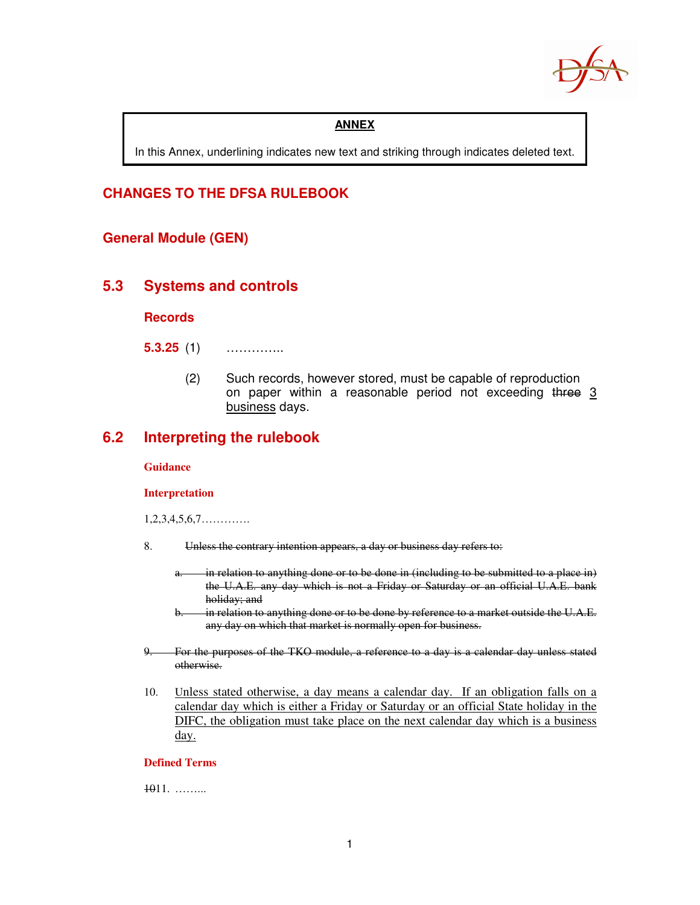**ANNEX**

In this Annex, underlining indicates new text and striking through indicates deleted text.

## CHANGES TO THE DFSA RULEBOOK

### General Module (GEN)

### 5.3 Systems and controls

#### Records

**5.3.25** (1) …………..

(2) Such records, however stored, must be capable of reproduction on paper within a reasonable period not exceeding ~~three~~ <u>3 business</u> days.

### 6.2 Interpreting the rulebook

#### Guidance

#### Interpretation

1,2,3,4,5,6,7………….

8. ~~Unless the contrary intention appears, a day or business day refers to:~~

   ~~a. in relation to anything done or to be done in (including to be submitted to a place in) the U.A.E. any day which is not a Friday or Saturday or an official U.A.E. bank holiday; and~~

   ~~b. in relation to anything done or to be done by reference to a market outside the U.A.E. any day on which that market is normally open for business.~~

~~9. For the purposes of the TKO module, a reference to a day is a calendar day unless stated otherwise.~~

10. <u>Unless stated otherwise, a day means a calendar day. If an obligation falls on a calendar day which is either a Friday or Saturday or an official State holiday in the DIFC, the obligation must take place on the next calendar day which is a business day.</u>

#### Defined Terms

~~10~~11. ……...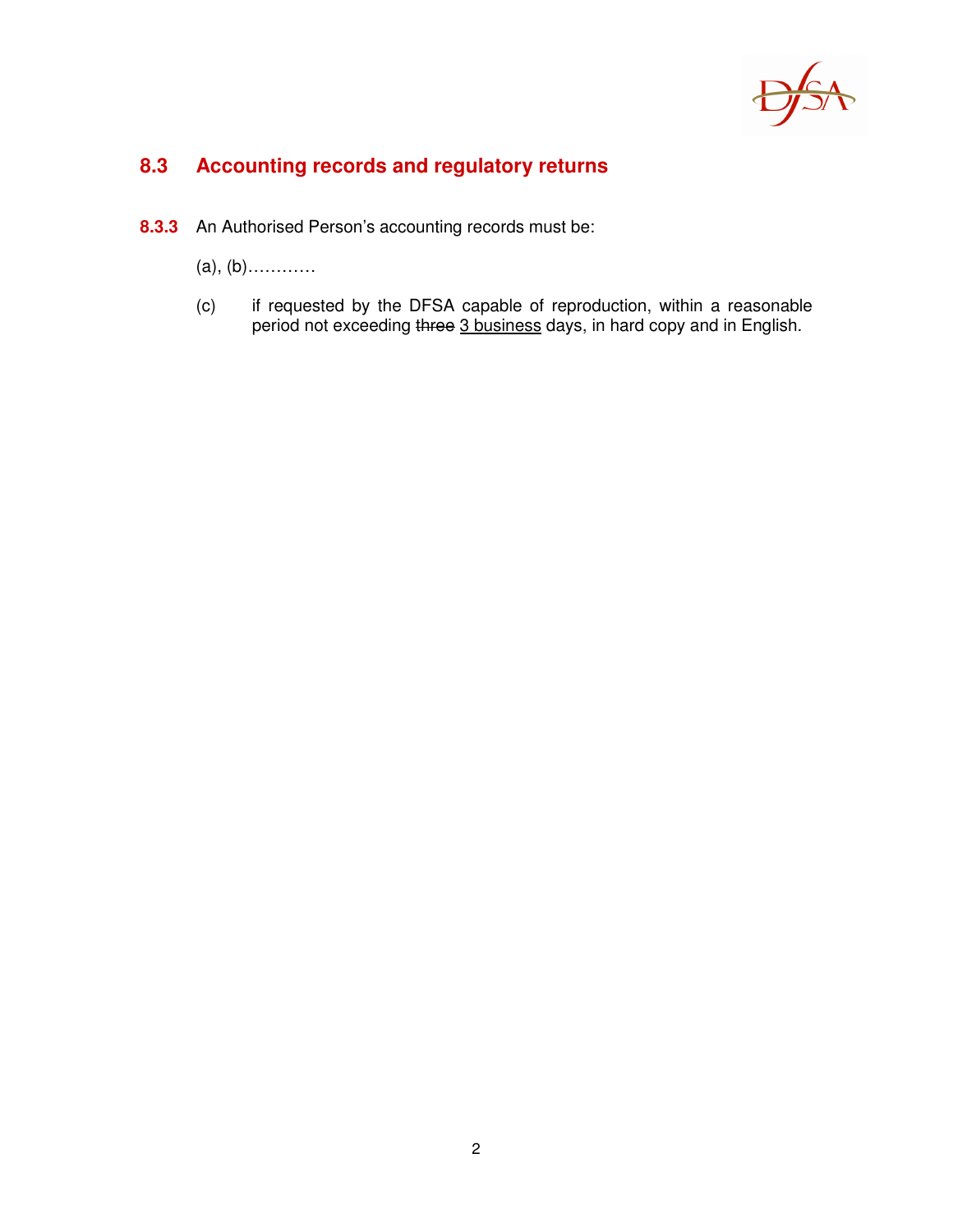## 8.3 Accounting records and regulatory returns

**8.3.3** An Authorised Person's accounting records must be:

(a), (b)…………

(c) if requested by the DFSA capable of reproduction, within a reasonable period not exceeding ~~three~~ <u>3 business</u> days, in hard copy and in English.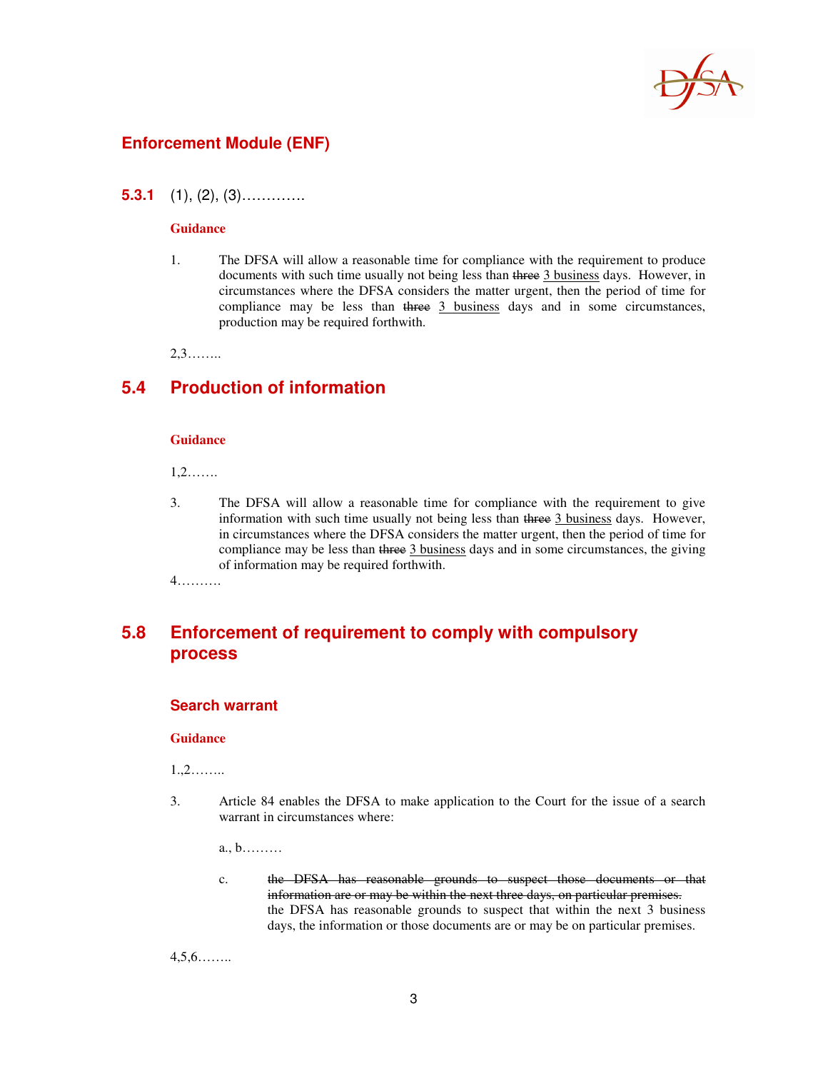## Enforcement Module (ENF)

**5.3.1** (1), (2), (3)………….

**Guidance**

1. The DFSA will allow a reasonable time for compliance with the requirement to produce documents with such time usually not being less than ~~three~~ <u>3 business</u> days. However, in circumstances where the DFSA considers the matter urgent, then the period of time for compliance may be less than ~~three~~ <u>3 business</u> days and in some circumstances, production may be required forthwith.

2,3……..

## 5.4 Production of information

**Guidance**

1,2…….

3. The DFSA will allow a reasonable time for compliance with the requirement to give information with such time usually not being less than ~~three~~ <u>3 business</u> days. However, in circumstances where the DFSA considers the matter urgent, then the period of time for compliance may be less than ~~three~~ <u>3 business</u> days and in some circumstances, the giving of information may be required forthwith.

4……….

## 5.8 Enforcement of requirement to comply with compulsory process

### Search warrant

**Guidance**

1.,2……..

3. Article 84 enables the DFSA to make application to the Court for the issue of a search warrant in circumstances where:

   a., b………

   c. ~~the DFSA has reasonable grounds to suspect those documents or that information are or may be within the next three days, on particular premises.~~ the DFSA has reasonable grounds to suspect that within the next 3 business days, the information or those documents are or may be on particular premises.

4,5,6……..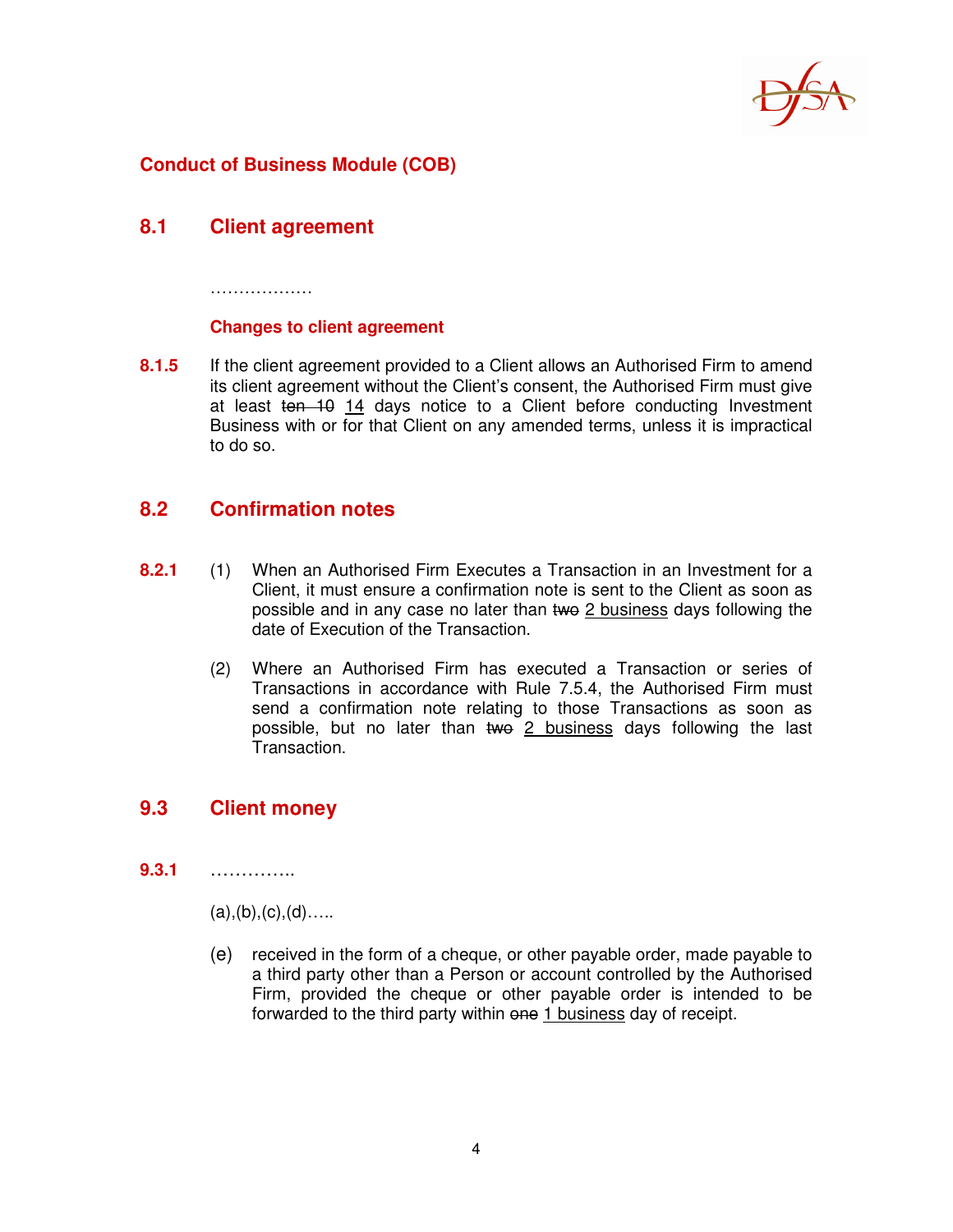**Conduct of Business Module (COB)**

## 8.1 Client agreement

………………

### Changes to client agreement

**8.1.5** If the client agreement provided to a Client allows an Authorised Firm to amend its client agreement without the Client's consent, the Authorised Firm must give at least ~~ten 10~~ <u>14</u> days notice to a Client before conducting Investment Business with or for that Client on any amended terms, unless it is impractical to do so.

## 8.2 Confirmation notes

**8.2.1** (1) When an Authorised Firm Executes a Transaction in an Investment for a Client, it must ensure a confirmation note is sent to the Client as soon as possible and in any case no later than ~~two~~ <u>2 business</u> days following the date of Execution of the Transaction.

(2) Where an Authorised Firm has executed a Transaction or series of Transactions in accordance with Rule 7.5.4, the Authorised Firm must send a confirmation note relating to those Transactions as soon as possible, but no later than ~~two~~ <u>2 business</u> days following the last Transaction.

## 9.3 Client money

**9.3.1** …………..

(a),(b),(c),(d)…..

(e) received in the form of a cheque, or other payable order, made payable to a third party other than a Person or account controlled by the Authorised Firm, provided the cheque or other payable order is intended to be forwarded to the third party within ~~one~~ <u>1 business</u> day of receipt.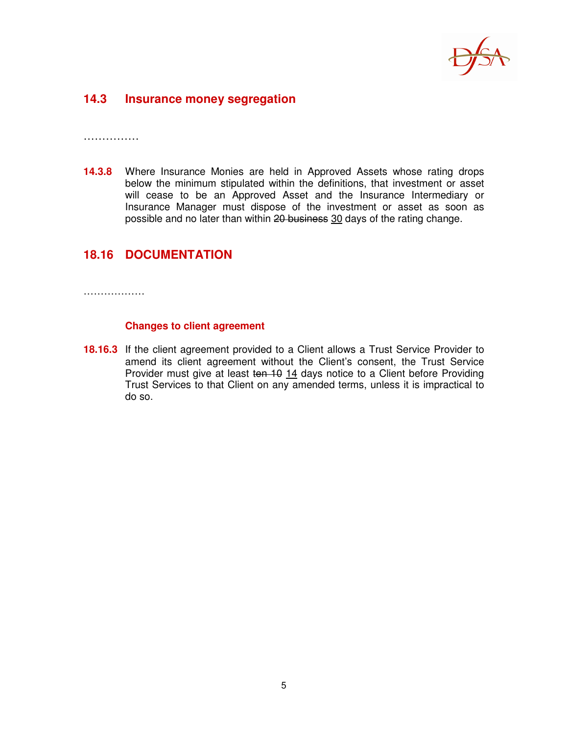## 14.3 Insurance money segregation

……………

**14.3.8** Where Insurance Monies are held in Approved Assets whose rating drops below the minimum stipulated within the definitions, that investment or asset will cease to be an Approved Asset and the Insurance Intermediary or Insurance Manager must dispose of the investment or asset as soon as possible and no later than within ~~20 business~~ <u>30</u> days of the rating change.

## 18.16 DOCUMENTATION

………………

### Changes to client agreement

**18.16.3** If the client agreement provided to a Client allows a Trust Service Provider to amend its client agreement without the Client's consent, the Trust Service Provider must give at least ~~ten 10~~ <u>14</u> days notice to a Client before Providing Trust Services to that Client on any amended terms, unless it is impractical to do so.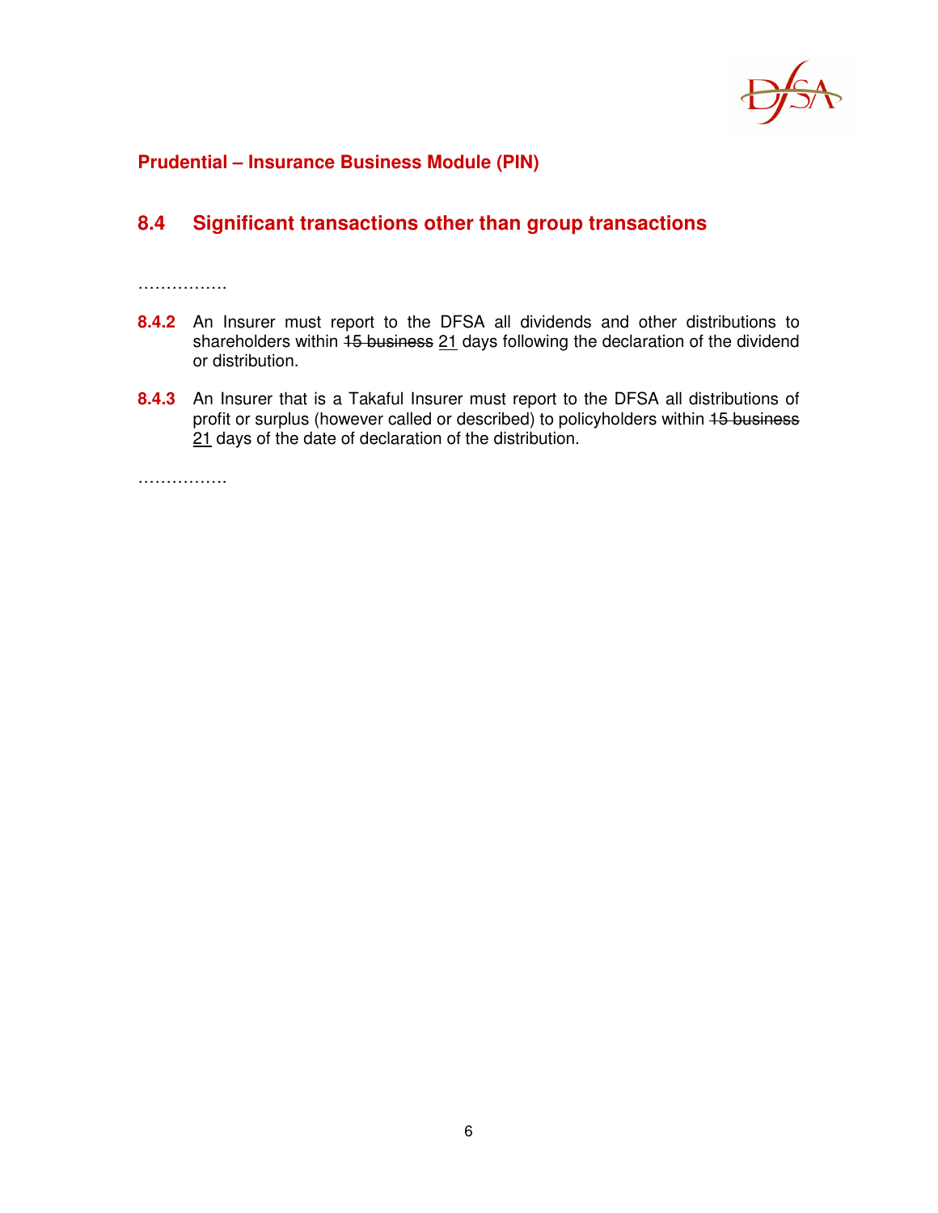**Prudential – Insurance Business Module (PIN)**

## 8.4 Significant transactions other than group transactions

…………….

**8.4.2** An Insurer must report to the DFSA all dividends and other distributions to shareholders within ~~15 business~~ <u>21</u> days following the declaration of the dividend or distribution.

**8.4.3** An Insurer that is a Takaful Insurer must report to the DFSA all distributions of profit or surplus (however called or described) to policyholders within ~~15 business~~ <u>21</u> days of the date of declaration of the distribution.

…………….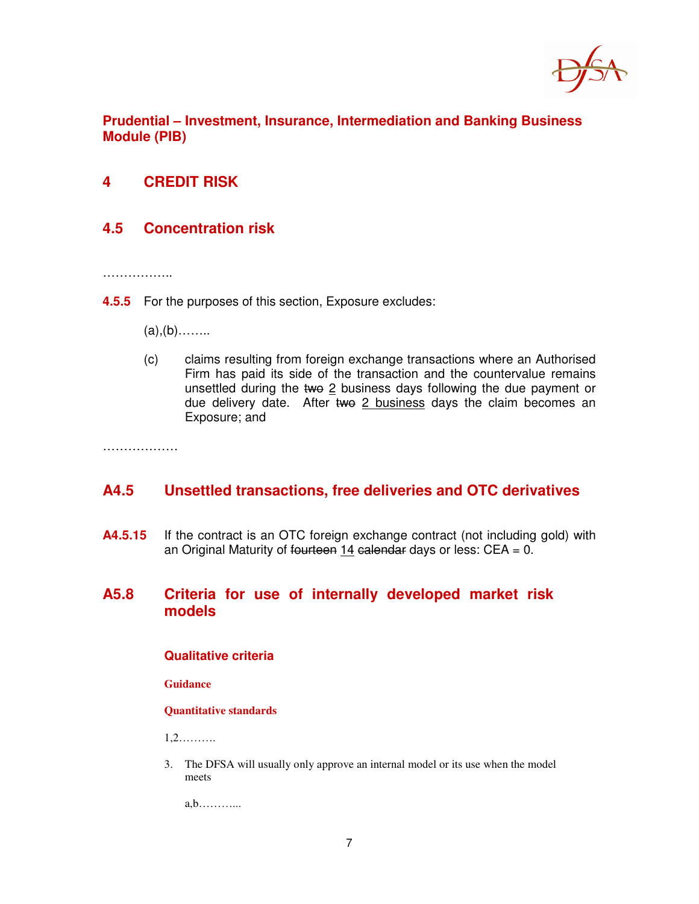## Prudential – Investment, Insurance, Intermediation and Banking Business Module (PIB)

## 4 CREDIT RISK

### 4.5 Concentration risk

……………..

**4.5.5** For the purposes of this section, Exposure excludes:

(a),(b)……..

(c) claims resulting from foreign exchange transactions where an Authorised Firm has paid its side of the transaction and the countervalue remains unsettled during the ~~two~~ 2 business days following the due payment or due delivery date. After ~~two~~ 2 business days the claim becomes an Exposure; and

………………

### A4.5 Unsettled transactions, free deliveries and OTC derivatives

**A4.5.15** If the contract is an OTC foreign exchange contract (not including gold) with an Original Maturity of ~~fourteen~~ 14 ~~calendar~~ days or less: CEA = 0.

### A5.8 Criteria for use of internally developed market risk models

#### Qualitative criteria

**Guidance**

**Quantitative standards**

1,2……….

3. The DFSA will usually only approve an internal model or its use when the model meets

   a,b………...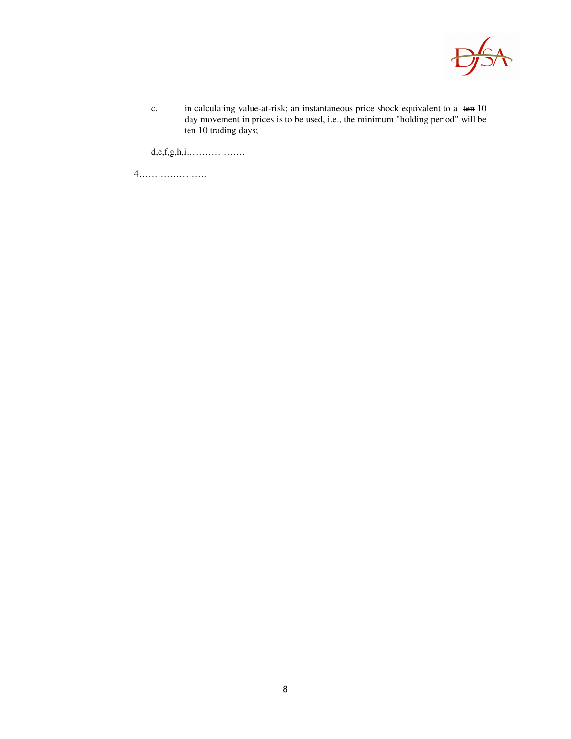c. in calculating value-at-risk; an instantaneous price shock equivalent to a ~~ten~~ <u>10</u> day movement in prices is to be used, i.e., the minimum "holding period" will be ~~ten~~ <u>10</u> trading day<u>s;</u>

d,e,f,g,h,i……………….

4………………….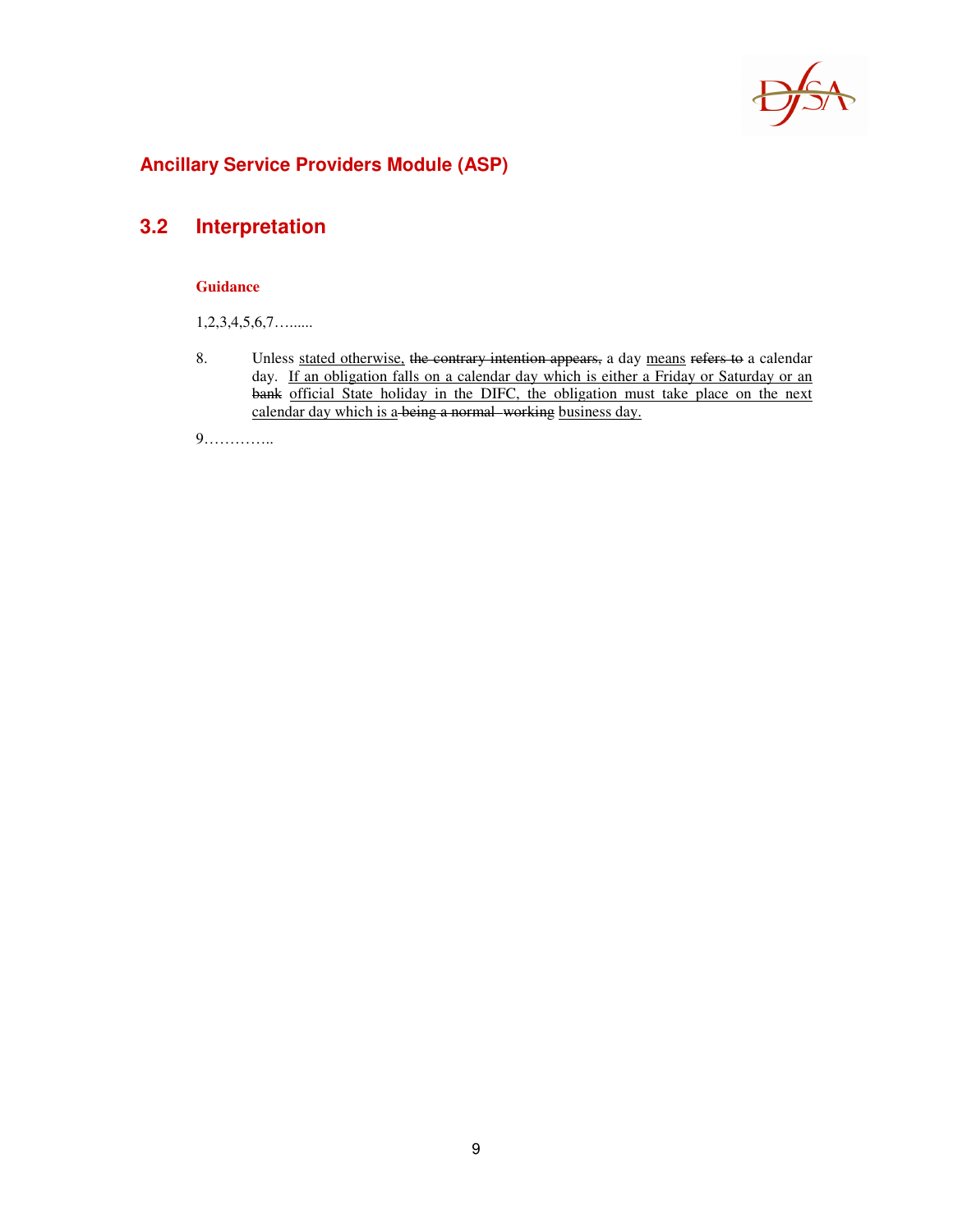## Ancillary Service Providers Module (ASP)

## 3.2 Interpretation

**Guidance**

1,2,3,4,5,6,7…......

8. Unless <u>stated otherwise,</u> ~~the contrary intention appears,~~ a day <u>means</u> ~~refers to~~ a calendar day. <u>If an obligation falls on a calendar day which is either a Friday or Saturday or an</u> ~~bank~~ <u>official State holiday in the DIFC, the obligation must take place on the next calendar day which is a</u> ~~being a normal working~~ <u>business day.</u>

9…………..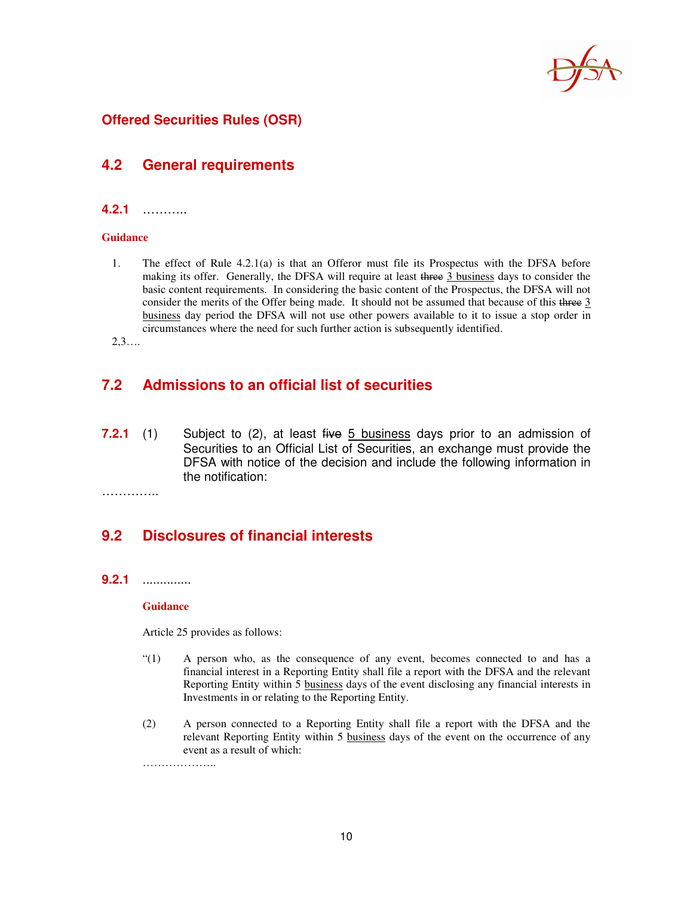## Offered Securities Rules (OSR)

## 4.2 General requirements

**4.2.1** ………..

**Guidance**

1. The effect of Rule 4.2.1(a) is that an Offeror must file its Prospectus with the DFSA before making its offer. Generally, the DFSA will require at least ~~three~~ <u>3 business</u> days to consider the basic content requirements. In considering the basic content of the Prospectus, the DFSA will not consider the merits of the Offer being made. It should not be assumed that because of this ~~three~~ <u>3 business</u> day period the DFSA will not use other powers available to it to issue a stop order in circumstances where the need for such further action is subsequently identified.

2,3….

## 7.2 Admissions to an official list of securities

**7.2.1** (1) Subject to (2), at least ~~five~~ <u>5 business</u> days prior to an admission of Securities to an Official List of Securities, an exchange must provide the DFSA with notice of the decision and include the following information in the notification:

…………..

## 9.2 Disclosures of financial interests

**9.2.1** .............

**Guidance**

Article 25 provides as follows:

"(1) A person who, as the consequence of any event, becomes connected to and has a financial interest in a Reporting Entity shall file a report with the DFSA and the relevant Reporting Entity within 5 <u>business</u> days of the event disclosing any financial interests in Investments in or relating to the Reporting Entity.

(2) A person connected to a Reporting Entity shall file a report with the DFSA and the relevant Reporting Entity within 5 <u>business</u> days of the event on the occurrence of any event as a result of which:

………………..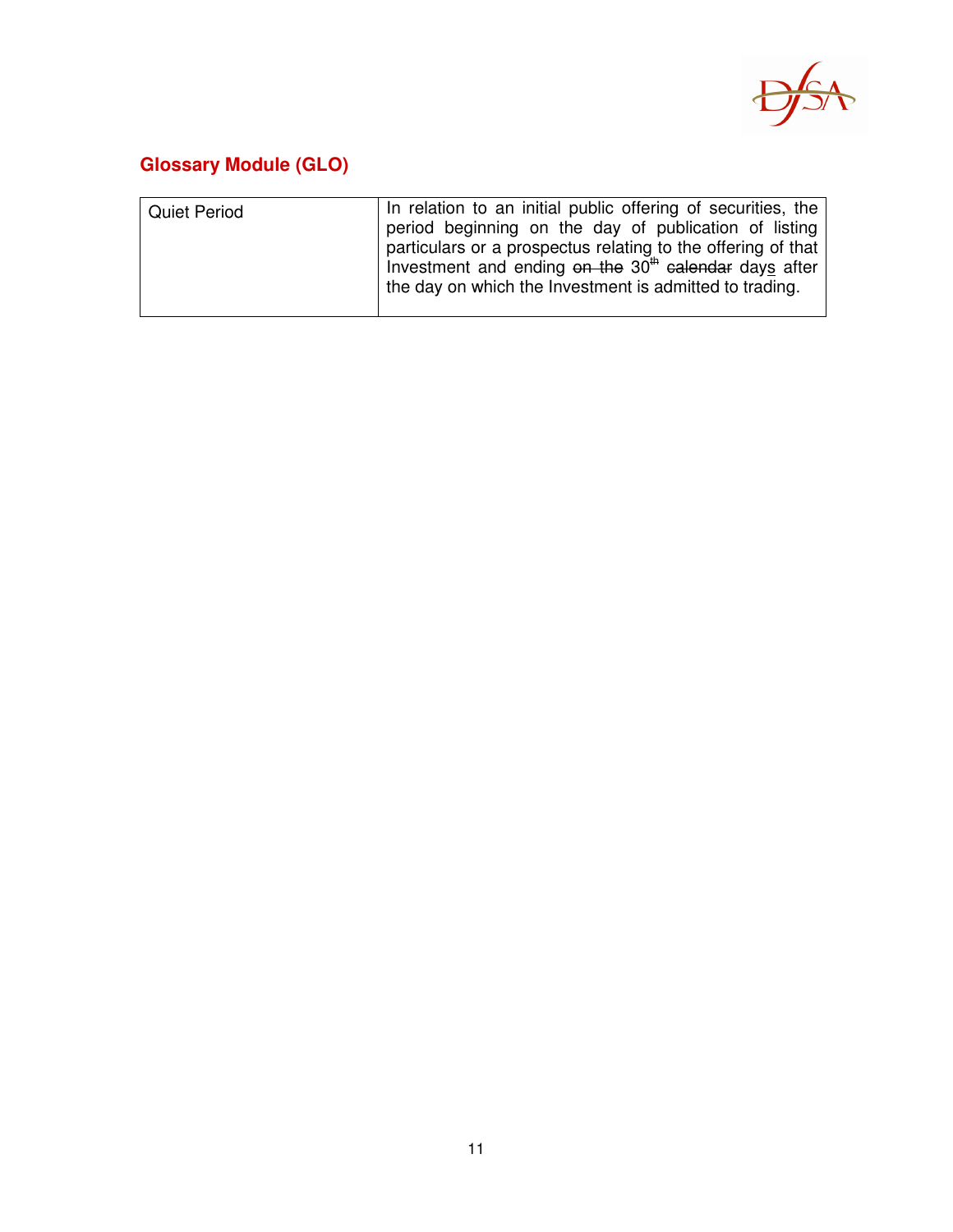## Glossary Module (GLO)

| Quiet Period | In relation to an initial public offering of securities, the period beginning on the day of publication of listing particulars or a prospectus relating to the offering of that Investment and ending ~~on the~~ 30th ~~calendar~~ days after the day on which the Investment is admitted to trading. |
|---|---|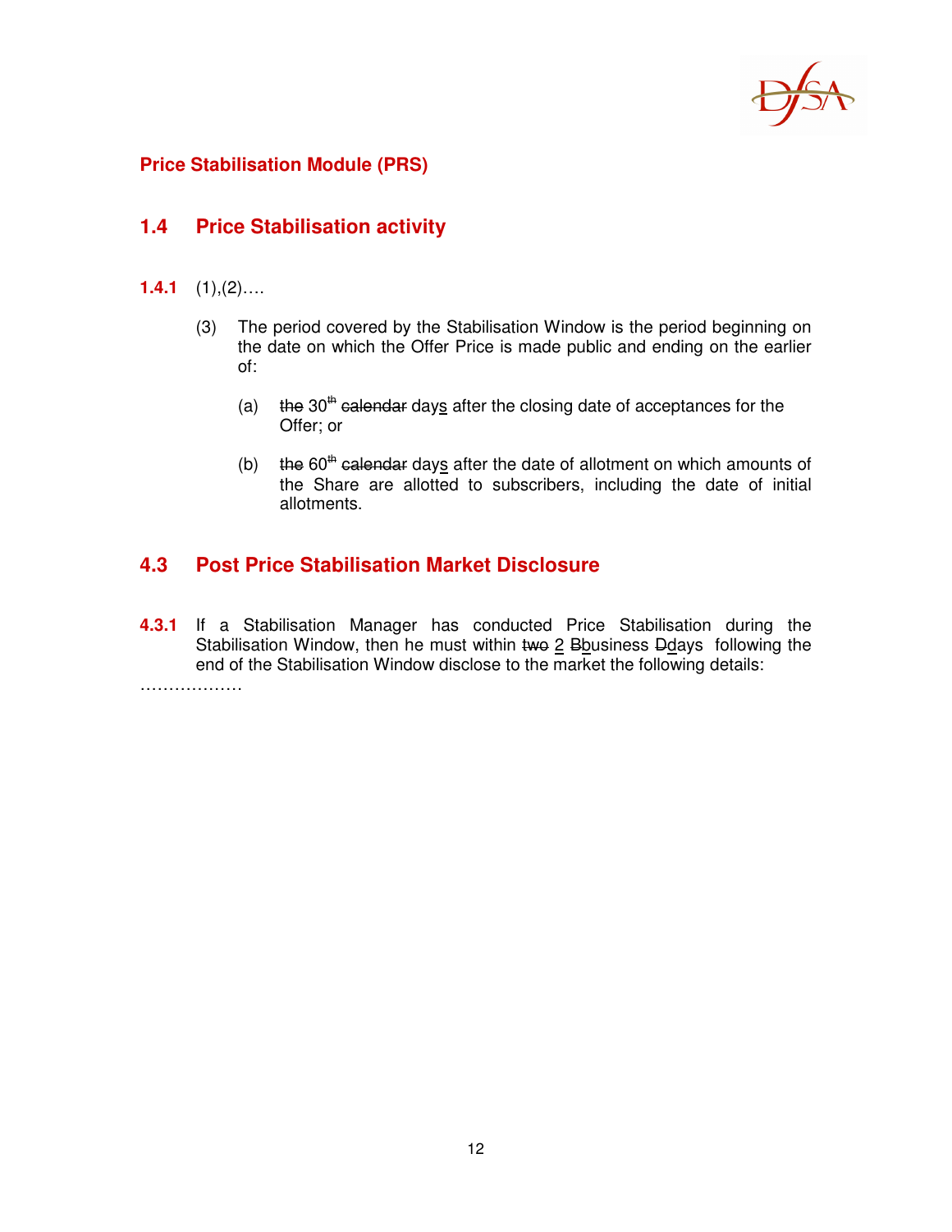## Price Stabilisation Module (PRS)

### 1.4 Price Stabilisation activity

**1.4.1** (1),(2)….

(3) The period covered by the Stabilisation Window is the period beginning on the date on which the Offer Price is made public and ending on the earlier of:

(a) ~~the~~ 30th ~~calendar~~ days after the closing date of acceptances for the Offer; or

(b) ~~the~~ 60th ~~calendar~~ days after the date of allotment on which amounts of the Share are allotted to subscribers, including the date of initial allotments.

### 4.3 Post Price Stabilisation Market Disclosure

**4.3.1** If a Stabilisation Manager has conducted Price Stabilisation during the Stabilisation Window, then he must within ~~two~~ 2 ~~B~~business ~~D~~days following the end of the Stabilisation Window disclose to the market the following details:

………………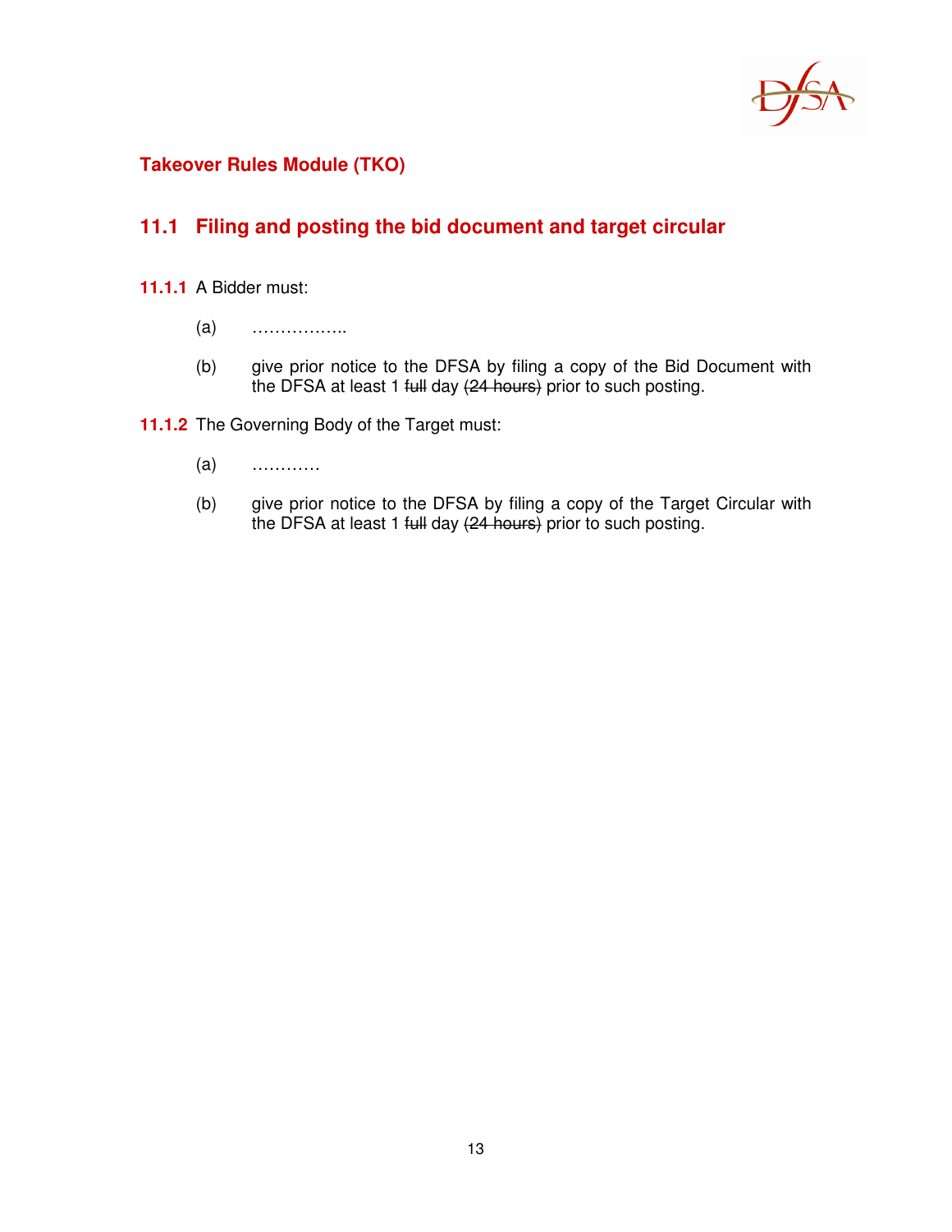**Takeover Rules Module (TKO)**

## 11.1 Filing and posting the bid document and target circular

**11.1.1** A Bidder must:

(a) ……………..

(b) give prior notice to the DFSA by filing a copy of the Bid Document with the DFSA at least 1 ~~full~~ day ~~(24 hours)~~ prior to such posting.

**11.1.2** The Governing Body of the Target must:

(a) …………

(b) give prior notice to the DFSA by filing a copy of the Target Circular with the DFSA at least 1 ~~full~~ day ~~(24 hours)~~ prior to such posting.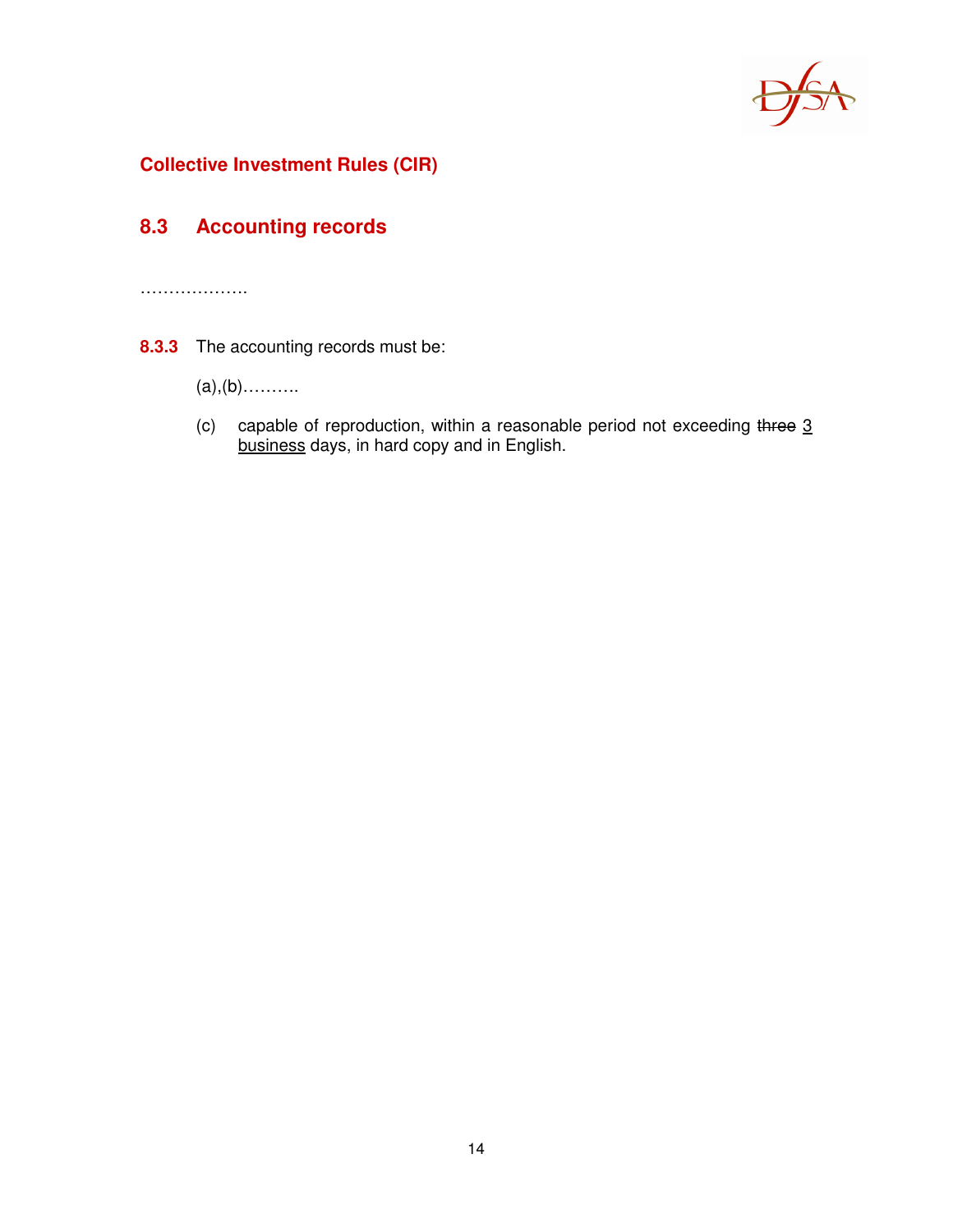**Collective Investment Rules (CIR)**

## 8.3 Accounting records

……………….

**8.3.3** The accounting records must be:

(a),(b)……….

(c) capable of reproduction, within a reasonable period not exceeding ~~three~~ <u>3 business</u> days, in hard copy and in English.